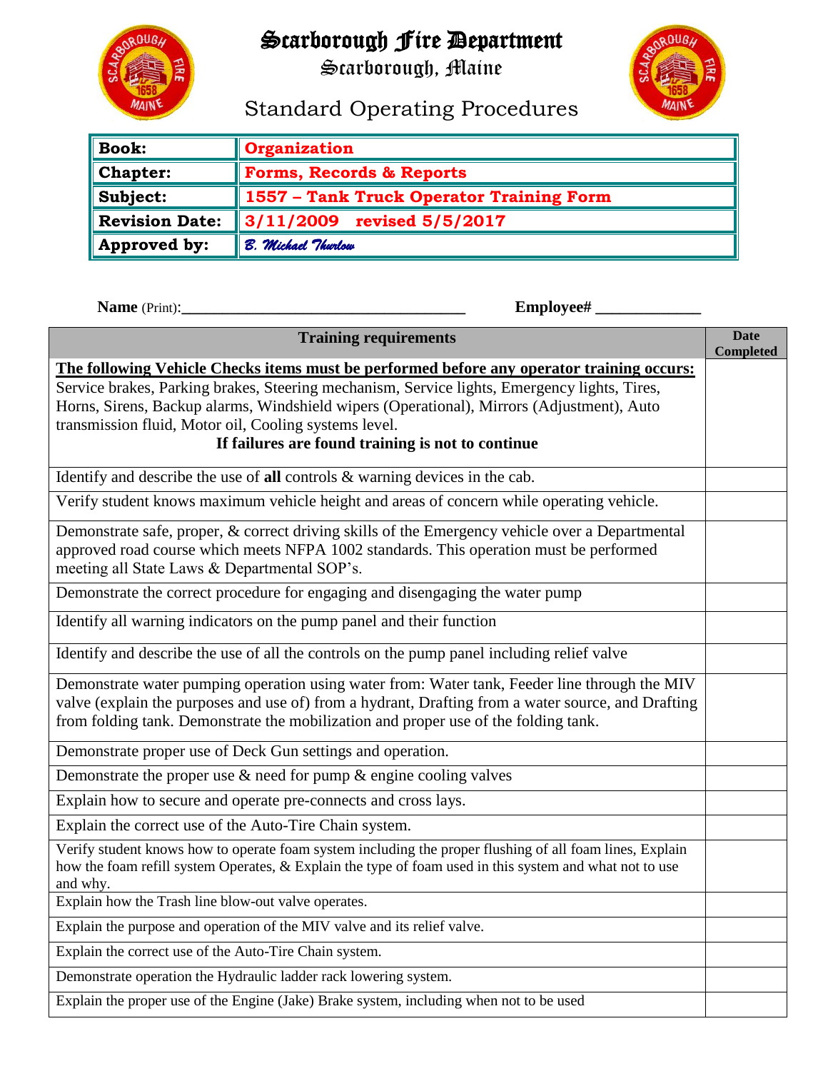# Scarborough Fire Department

## Scarborough, Maine

## Standard Operating Procedures

| | |
|---|---|
| **Book:** | **Organization** |
| **Chapter:** | **Forms, Records & Reports** |
| **Subject:** | **1557 – Tank Truck Operator Training Form** |
| **Revision Date:** | **3/11/2009 revised 5/5/2017** |
| **Approved by:** | *B. Michael Thurlow* |

**Name** (Print):___________________________________ **Employee#** _____________

| Training requirements | Date Completed |
|---|---|
| **The following Vehicle Checks items must be performed before any operator training occurs:** Service brakes, Parking brakes, Steering mechanism, Service lights, Emergency lights, Tires, Horns, Sirens, Backup alarms, Windshield wipers (Operational), Mirrors (Adjustment), Auto transmission fluid, Motor oil, Cooling systems level. **If failures are found training is not to continue** | |
| Identify and describe the use of **all** controls & warning devices in the cab. | |
| Verify student knows maximum vehicle height and areas of concern while operating vehicle. | |
| Demonstrate safe, proper, & correct driving skills of the Emergency vehicle over a Departmental approved road course which meets NFPA 1002 standards. This operation must be performed meeting all State Laws & Departmental SOP's. | |
| Demonstrate the correct procedure for engaging and disengaging the water pump | |
| Identify all warning indicators on the pump panel and their function | |
| Identify and describe the use of all the controls on the pump panel including relief valve | |
| Demonstrate water pumping operation using water from: Water tank, Feeder line through the MIV valve (explain the purposes and use of) from a hydrant, Drafting from a water source, and Drafting from folding tank. Demonstrate the mobilization and proper use of the folding tank. | |
| Demonstrate proper use of Deck Gun settings and operation. | |
| Demonstrate the proper use & need for pump & engine cooling valves | |
| Explain how to secure and operate pre-connects and cross lays. | |
| Explain the correct use of the Auto-Tire Chain system. | |
| Verify student knows how to operate foam system including the proper flushing of all foam lines, Explain how the foam refill system Operates, & Explain the type of foam used in this system and what not to use and why. | |
| Explain how the Trash line blow-out valve operates. | |
| Explain the purpose and operation of the MIV valve and its relief valve. | |
| Explain the correct use of the Auto-Tire Chain system. | |
| Demonstrate operation the Hydraulic ladder rack lowering system. | |
| Explain the proper use of the Engine (Jake) Brake system, including when not to be used | |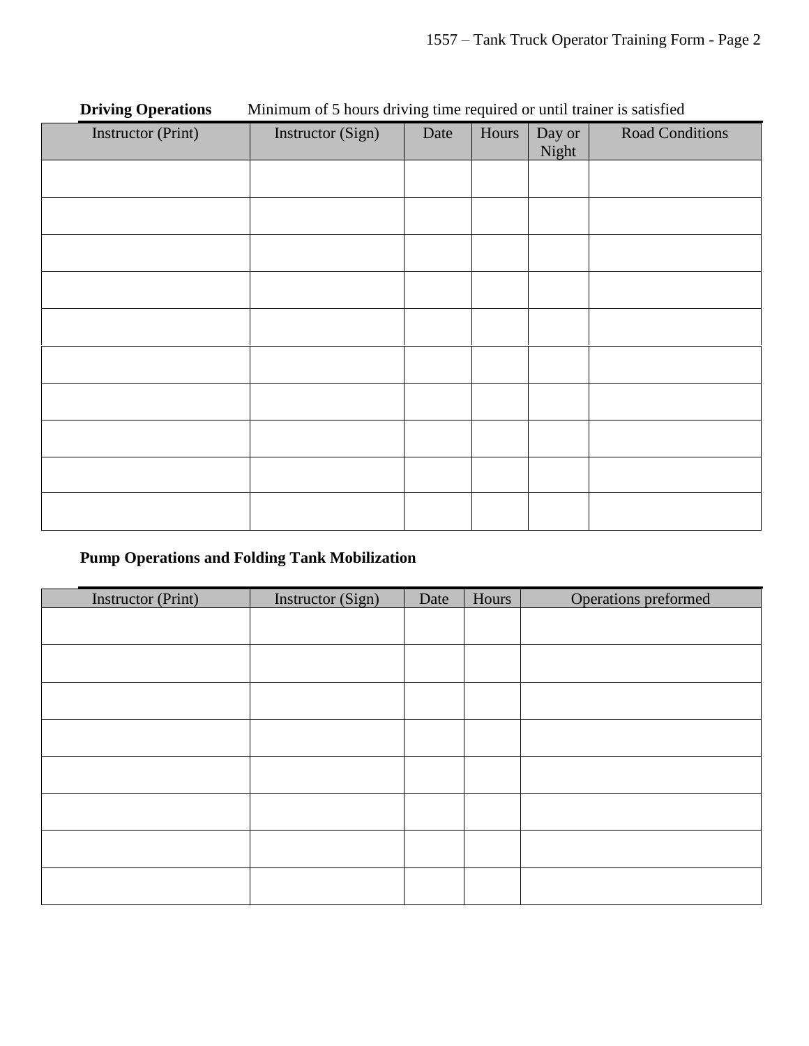**Driving Operations** Minimum of 5 hours driving time required or until trainer is satisfied

| Instructor (Print) | Instructor (Sign) | Date | Hours | Day or Night | Road Conditions |
|---|---|---|---|---|---|
| | | | | | |
| | | | | | |
| | | | | | |
| | | | | | |
| | | | | | |
| | | | | | |
| | | | | | |
| | | | | | |
| | | | | | |
| | | | | | |

**Pump Operations and Folding Tank Mobilization**

| Instructor (Print) | Instructor (Sign) | Date | Hours | Operations preformed |
|---|---|---|---|---|
| | | | | |
| | | | | |
| | | | | |
| | | | | |
| | | | | |
| | | | | |
| | | | | |
| | | | | |